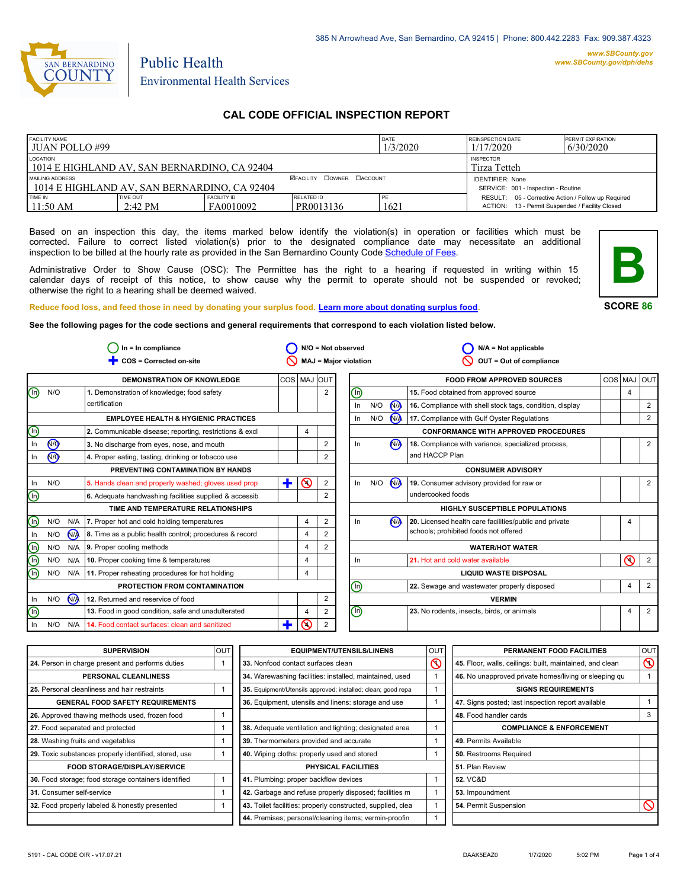385 N Arrowhead Ave, San Bernardino, CA 92415 | Phone: 800.442.2283 Fax: 909.387.4323

www.SBCounty.gov
www.SBCounty.gov/dph/dehs

SAN BERNARDINO COUNTY

Public Health
Environmental Health Services

# CAL CODE OFFICIAL INSPECTION REPORT

| FACILITY NAME | | | | DATE | REINSPECTION DATE | PERMIT EXPIRATION |
|---|---|---|---|---|---|---|
| JUAN POLLO #99 | | | | 1/3/2020 | 1/17/2020 | 6/30/2020 |
| LOCATION: 1014 E HIGHLAND AV, SAN BERNARDINO, CA 92404 | | | | | INSPECTOR: Tirza Tetteh | |
| MAILING ADDRESS: 1014 E HIGHLAND AV, SAN BERNARDINO, CA 92404 | | | ☑FACILITY ☐OWNER ☐ACCOUNT | | IDENTIFIER: None<br>SERVICE: 001 - Inspection - Routine | |
| TIME IN | TIME OUT | FACILITY ID | RELATED ID | PE | RESULT: 05 - Corrective Action / Follow up Required<br>ACTION: 13 - Permit Suspended / Facility Closed | |
| 11:50 AM | 2:42 PM | FA0010092 | PR0013136 | 1621 | | |

Based on an inspection this day, the items marked below identify the violation(s) in operation or facilities which must be corrected. Failure to correct listed violation(s) prior to the designated compliance date may necessitate an additional inspection to be billed at the hourly rate as provided in the San Bernardino County Code Schedule of Fees.

Administrative Order to Show Cause (OSC): The Permittee has the right to a hearing if requested in writing within 15 calendar days of receipt of this notice, to show cause why the permit to operate should not be suspended or revoked; otherwise the right to a hearing shall be deemed waived.

**B**

**SCORE 86**

Reduce food loss, and feed those in need by donating your surplus food. Learn more about donating surplus food.

**See the following pages for the code sections and general requirements that correspond to each violation listed below.**

In = In compliance; N/O = Not observed; N/A = Not applicable; COS = Corrected on-site; MAJ = Major violation; OUT = Out of compliance

| Status | Item | COS | MAJ | OUT |
|---|---|---|---|---|
| | **DEMONSTRATION OF KNOWLEDGE** | | | |
| In | 1. Demonstration of knowledge; food safety certification | | | 2 |
| | **EMPLOYEE HEALTH & HYGIENIC PRACTICES** | | | |
| In | 2. Communicable disease; reporting, restrictions & excl | | 4 | |
| N/O | 3. No discharge from eyes, nose, and mouth | | | 2 |
| N/O | 4. Proper eating, tasting, drinking or tobacco use | | | 2 |
| | **PREVENTING CONTAMINATION BY HANDS** | | | |
| | 5. Hands clean and properly washed; gloves used prop | COS | MAJ (4) | 2 |
| In | 6. Adequate handwashing facilities supplied & accessib | | | 2 |
| | **TIME AND TEMPERATURE RELATIONSHIPS** | | | |
| In | 7. Proper hot and cold holding temperatures | | 4 | 2 |
| N/A | 8. Time as a public health control; procedures & record | | 4 | 2 |
| In | 9. Proper cooling methods | | 4 | 2 |
| In | 10. Proper cooking time & temperatures | | 4 | |
| In | 11. Proper reheating procedures for hot holding | | 4 | |
| | **PROTECTION FROM CONTAMINATION** | | | |
| N/A | 12. Returned and reservice of food | | | 2 |
| In | 13. Food in good condition, safe and unadulterated | | 4 | 2 |
| | 14. Food contact surfaces: clean and sanitized | COS | MAJ (4) | 2 |
| | **FOOD FROM APPROVED SOURCES** | | | |
| In | 15. Food obtained from approved source | | 4 | |
| N/A | 16. Compliance with shell stock tags, condition, display | | | 2 |
| N/A | 17. Compliance with Gulf Oyster Regulations | | | 2 |
| | **CONFORMANCE WITH APPROVED PROCEDURES** | | | |
| N/A | 18. Compliance with variance, specialized process, and HACCP Plan | | | 2 |
| | **CONSUMER ADVISORY** | | | |
| N/A | 19. Consumer advisory provided for raw or undercooked foods | | | 2 |
| | **HIGHLY SUSCEPTIBLE POPULATIONS** | | | |
| N/A | 20. Licensed health care facilities/public and private schools; prohibited foods not offered | | 4 | |
| | **WATER/HOT WATER** | | | |
| | 21. Hot and cold water available | | MAJ (4) | 2 |
| | **LIQUID WASTE DISPOSAL** | | | |
| In | 22. Sewage and wastewater properly disposed | | 4 | 2 |
| | **VERMIN** | | | |
| In | 23. No rodents, insects, birds, or animals | | 4 | 2 |

| Item | OUT |
|---|---|
| **SUPERVISION** | |
| 24. Person in charge present and performs duties | 1 |
| **PERSONAL CLEANLINESS** | |
| 25. Personal cleanliness and hair restraints | 1 |
| **GENERAL FOOD SAFETY REQUIREMENTS** | |
| 26. Approved thawing methods used, frozen food | 1 |
| 27. Food separated and protected | 1 |
| 28. Washing fruits and vegetables | 1 |
| 29. Toxic substances properly identified, stored, use | 1 |
| **FOOD STORAGE/DISPLAY/SERVICE** | |
| 30. Food storage; food storage containers identified | 1 |
| 31. Consumer self-service | 1 |
| 32. Food properly labeled & honestly presented | 1 |
| **EQUIPMENT/UTENSILS/LINENS** | |
| 33. Nonfood contact surfaces clean | OUT |
| 34. Warewashing facilities: installed, maintained, used | 1 |
| 35. Equipment/Utensils approved; installed; clean; good repa | 1 |
| 36. Equipment, utensils and linens: storage and use | 1 |
| 38. Adequate ventilation and lighting; designated area | 1 |
| 39. Thermometers provided and accurate | 1 |
| 40. Wiping cloths: properly used and stored | 1 |
| **PHYSICAL FACILITIES** | |
| 41. Plumbing: proper backflow devices | 1 |
| 42. Garbage and refuse properly disposed; facilities m | 1 |
| 43. Toilet facilities: properly constructed, supplied, clea | 1 |
| 44. Premises; personal/cleaning items; vermin-proofin | 1 |
| **PERMANENT FOOD FACILITIES** | |
| 45. Floor, walls, ceilings: built, maintained, and clean | OUT |
| 46. No unapproved private homes/living or sleeping qu | 1 |
| **SIGNS REQUIREMENTS** | |
| 47. Signs posted; last inspection report available | 1 |
| 48. Food handler cards | 3 |
| **COMPLIANCE & ENFORCEMENT** | |
| 49. Permits Available | |
| 50. Restrooms Required | |
| 51. Plan Review | |
| 52. VC&D | |
| 53. Impoundment | |
| 54. Permit Suspension | OUT |

5191 - CAL CODE OIR - v17.07.21 DAAK5EAZ0 1/7/2020 5:02 PM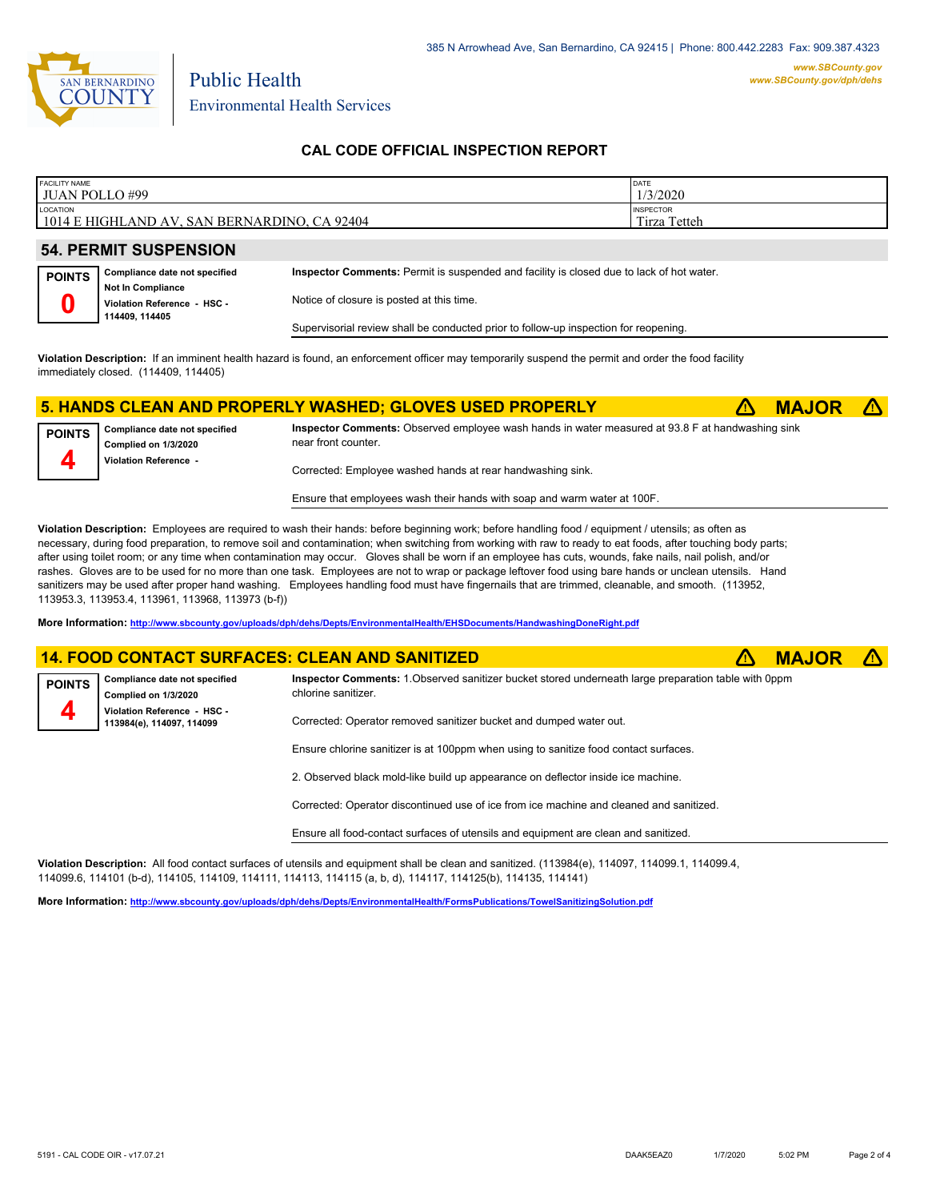San Bernardino County Public Health — Environmental Health Services

385 N Arrowhead Ave, San Bernardino, CA 92415 | Phone: 800.442.2283 Fax: 909.387.4323

www.SBCounty.gov
www.SBCounty.gov/dph/dehs

# CAL CODE OFFICIAL INSPECTION REPORT

| FACILITY NAME | DATE |
|---|---|
| JUAN POLLO #99 | 1/3/2020 |
| **LOCATION** | **INSPECTOR** |
| 1014 E HIGHLAND AV, SAN BERNARDINO, CA 92404 | Tirza Tetteh |

## 54. PERMIT SUSPENSION

**POINTS 0**

**Compliance date not specified**
**Not In Compliance**
**Violation Reference - HSC - 114409, 114405**

**Inspector Comments:** Permit is suspended and facility is closed due to lack of hot water.

Notice of closure is posted at this time.

Supervisorial review shall be conducted prior to follow-up inspection for reopening.

**Violation Description:** If an imminent health hazard is found, an enforcement officer may temporarily suspend the permit and order the food facility immediately closed. (114409, 114405)

## 5. HANDS CLEAN AND PROPERLY WASHED; GLOVES USED PROPERLY — MAJOR

**POINTS 4**

**Compliance date not specified**
**Complied on 1/3/2020**
**Violation Reference -**

**Inspector Comments:** Observed employee wash hands in water measured at 93.8 F at handwashing sink near front counter.

Corrected: Employee washed hands at rear handwashing sink.

Ensure that employees wash their hands with soap and warm water at 100F.

**Violation Description:** Employees are required to wash their hands: before beginning work; before handling food / equipment / utensils; as often as necessary, during food preparation, to remove soil and contamination; when switching from working with raw to ready to eat foods, after touching body parts; after using toilet room; or any time when contamination may occur. Gloves shall be worn if an employee has cuts, wounds, fake nails, nail polish, and/or rashes. Gloves are to be used for no more than one task. Employees are not to wrap or package leftover food using bare hands or unclean utensils. Hand sanitizers may be used after proper hand washing. Employees handling food must have fingernails that are trimmed, cleanable, and smooth. (113952, 113953.3, 113953.4, 113961, 113968, 113973 (b-f))

**More Information:** http://www.sbcounty.gov/uploads/dph/dehs/Depts/EnvironmentalHealth/EHSDocuments/HandwashingDoneRight.pdf

## 14. FOOD CONTACT SURFACES: CLEAN AND SANITIZED — MAJOR

**POINTS 4**

**Compliance date not specified**
**Complied on 1/3/2020**
**Violation Reference - HSC - 113984(e), 114097, 114099**

**Inspector Comments:** 1.Observed sanitizer bucket stored underneath large preparation table with 0ppm chlorine sanitizer.

Corrected: Operator removed sanitizer bucket and dumped water out.

Ensure chlorine sanitizer is at 100ppm when using to sanitize food contact surfaces.

2. Observed black mold-like build up appearance on deflector inside ice machine.

Corrected: Operator discontinued use of ice from ice machine and cleaned and sanitized.

Ensure all food-contact surfaces of utensils and equipment are clean and sanitized.

**Violation Description:** All food contact surfaces of utensils and equipment shall be clean and sanitized. (113984(e), 114097, 114099.1, 114099.4, 114099.6, 114101 (b-d), 114105, 114109, 114111, 114113, 114115 (a, b, d), 114117, 114125(b), 114135, 114141)

**More Information:** http://www.sbcounty.gov/uploads/dph/dehs/Depts/EnvironmentalHealth/FormsPublications/TowelSanitizingSolution.pdf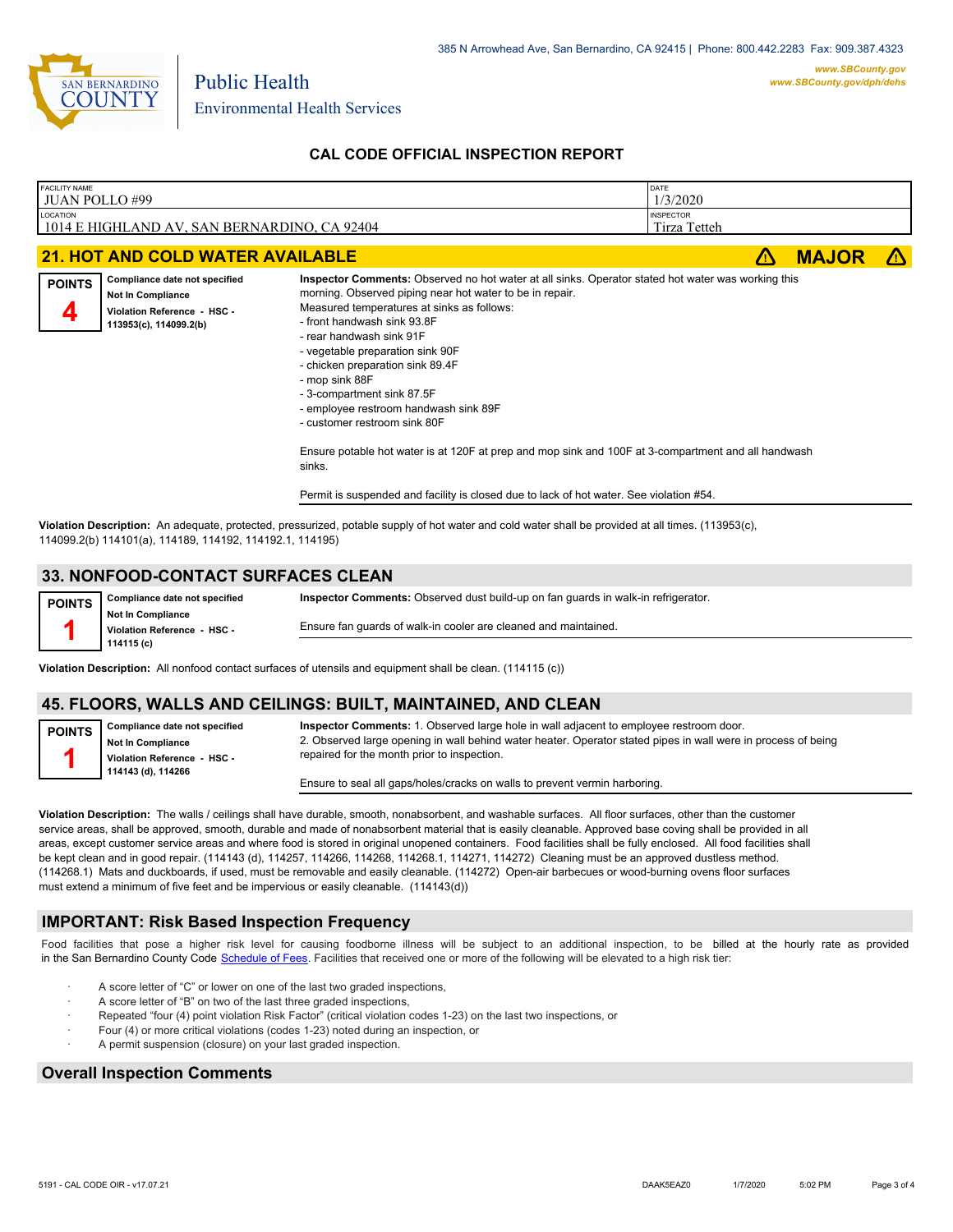385 N Arrowhead Ave, San Bernardino, CA 92415 | Phone: 800.442.2283 Fax: 909.387.4323

www.SBCounty.gov
www.SBCounty.gov/dph/dehs

Public Health
Environmental Health Services

## CAL CODE OFFICIAL INSPECTION REPORT

| FACILITY NAME | DATE |
|---|---|
| JUAN POLLO #99 | 1/3/2020 |
| **LOCATION** | **INSPECTOR** |
| 1014 E HIGHLAND AV, SAN BERNARDINO, CA 92404 | Tirza Tetteh |

## 21. HOT AND COLD WATER AVAILABLE — ⚠ MAJOR ⚠

**POINTS**
**4**

**Compliance date not specified**
**Not In Compliance**
**Violation Reference - HSC - 113953(c), 114099.2(b)**

**Inspector Comments:** Observed no hot water at all sinks. Operator stated hot water was working this morning. Observed piping near hot water to be in repair.
Measured temperatures at sinks as follows:
- front handwash sink 93.8F
- rear handwash sink 91F
- vegetable preparation sink 90F
- chicken preparation sink 89.4F
- mop sink 88F
- 3-compartment sink 87.5F
- employee restroom handwash sink 89F
- customer restroom sink 80F

Ensure potable hot water is at 120F at prep and mop sink and 100F at 3-compartment and all handwash sinks.

Permit is suspended and facility is closed due to lack of hot water. See violation #54.

**Violation Description:** An adequate, protected, pressurized, potable supply of hot water and cold water shall be provided at all times. (113953(c), 114099.2(b) 114101(a), 114189, 114192, 114192.1, 114195)

## 33. NONFOOD-CONTACT SURFACES CLEAN

**POINTS**
**1**

**Compliance date not specified**
**Not In Compliance**
**Violation Reference - HSC - 114115 (c)**

**Inspector Comments:** Observed dust build-up on fan guards in walk-in refrigerator.

Ensure fan guards of walk-in cooler are cleaned and maintained.

**Violation Description:** All nonfood contact surfaces of utensils and equipment shall be clean. (114115 (c))

## 45. FLOORS, WALLS AND CEILINGS: BUILT, MAINTAINED, AND CLEAN

**POINTS**
**1**

**Compliance date not specified**
**Not In Compliance**
**Violation Reference - HSC - 114143 (d), 114266**

**Inspector Comments:** 1. Observed large hole in wall adjacent to employee restroom door.
2. Observed large opening in wall behind water heater. Operator stated pipes in wall were in process of being repaired for the month prior to inspection.

Ensure to seal all gaps/holes/cracks on walls to prevent vermin harboring.

**Violation Description:** The walls / ceilings shall have durable, smooth, nonabsorbent, and washable surfaces. All floor surfaces, other than the customer service areas, shall be approved, smooth, durable and made of nonabsorbent material that is easily cleanable. Approved base coving shall be provided in all areas, except customer service areas and where food is stored in original unopened containers. Food facilities shall be fully enclosed. All food facilities shall be kept clean and in good repair. (114143 (d), 114257, 114266, 114268, 114268.1, 114271, 114272) Cleaning must be an approved dustless method. (114268.1) Mats and duckboards, if used, must be removable and easily cleanable. (114272) Open-air barbecues or wood-burning ovens floor surfaces must extend a minimum of five feet and be impervious or easily cleanable. (114143(d))

## IMPORTANT: Risk Based Inspection Frequency

Food facilities that pose a higher risk level for causing foodborne illness will be subject to an additional inspection, to be billed at the hourly rate as provided in the San Bernardino County Code Schedule of Fees. Facilities that received one or more of the following will be elevated to a high risk tier:

- A score letter of "C" or lower on one of the last two graded inspections,
- A score letter of "B" on two of the last three graded inspections,
- Repeated "four (4) point violation Risk Factor" (critical violation codes 1-23) on the last two inspections, or
- Four (4) or more critical violations (codes 1-23) noted during an inspection, or
- A permit suspension (closure) on your last graded inspection.

## Overall Inspection Comments

5191 - CAL CODE OIR - v17.07.21 DAAK5EAZ0 1/7/2020 5:02 PM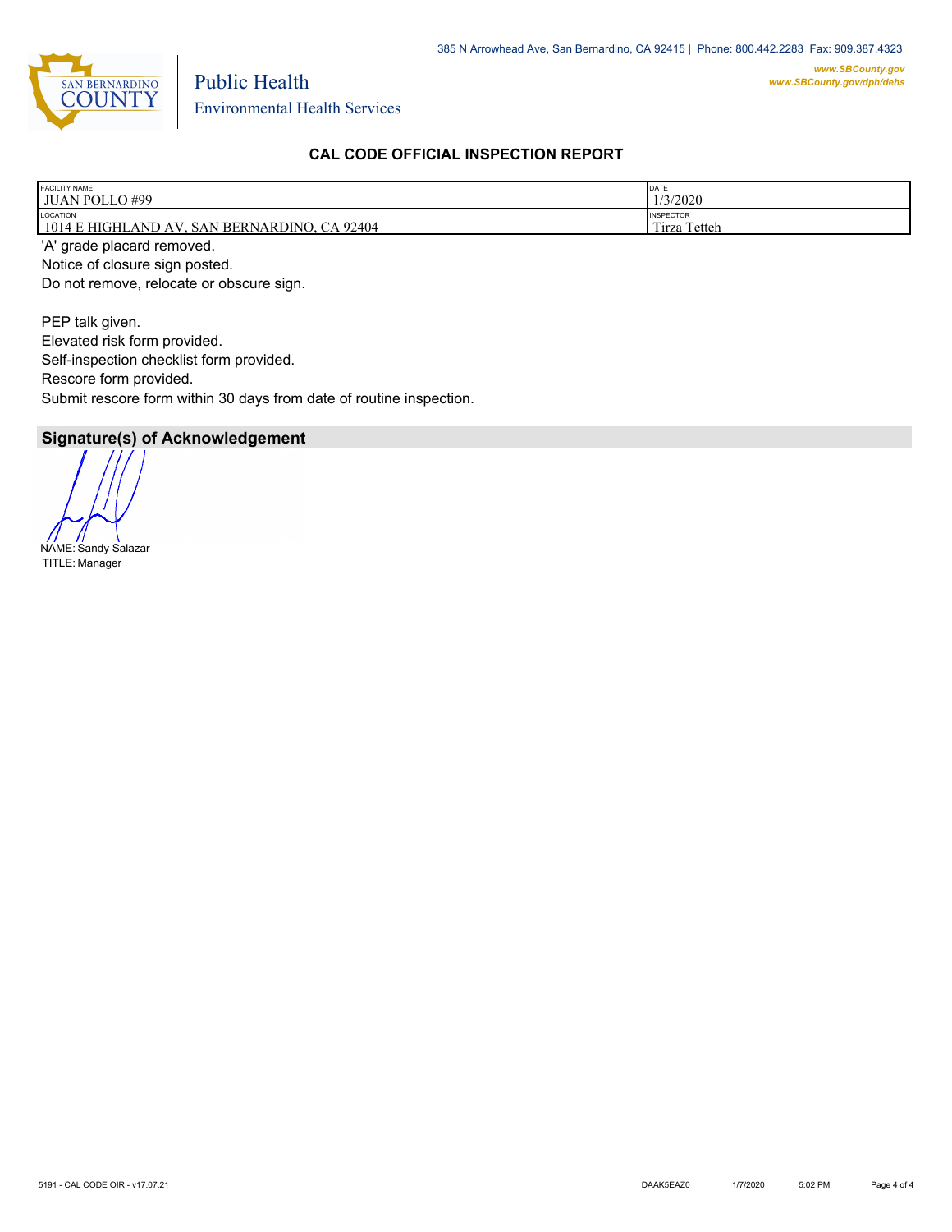385 N Arrowhead Ave, San Bernardino, CA 92415 | Phone: 800.442.2283 Fax: 909.387.4323

*www.SBCounty.gov*
*www.SBCounty.gov/dph/dehs*

SAN BERNARDINO COUNTY

Public Health
Environmental Health Services

## CAL CODE OFFICIAL INSPECTION REPORT

| FACILITY NAME | DATE |
|---|---|
| JUAN POLLO #99 | 1/3/2020 |
| LOCATION | INSPECTOR |
| 1014 E HIGHLAND AV, SAN BERNARDINO, CA 92404 | Tirza Tetteh |

'A' grade placard removed.

Notice of closure sign posted.

Do not remove, relocate or obscure sign.

PEP talk given.

Elevated risk form provided.

Self-inspection checklist form provided.

Rescore form provided.

Submit rescore form within 30 days from date of routine inspection.

## Signature(s) of Acknowledgement

NAME: Sandy Salazar
TITLE: Manager

5191 - CAL CODE OIR - v17.07.21 DAAK5EAZ0 1/7/2020 5:02 PM